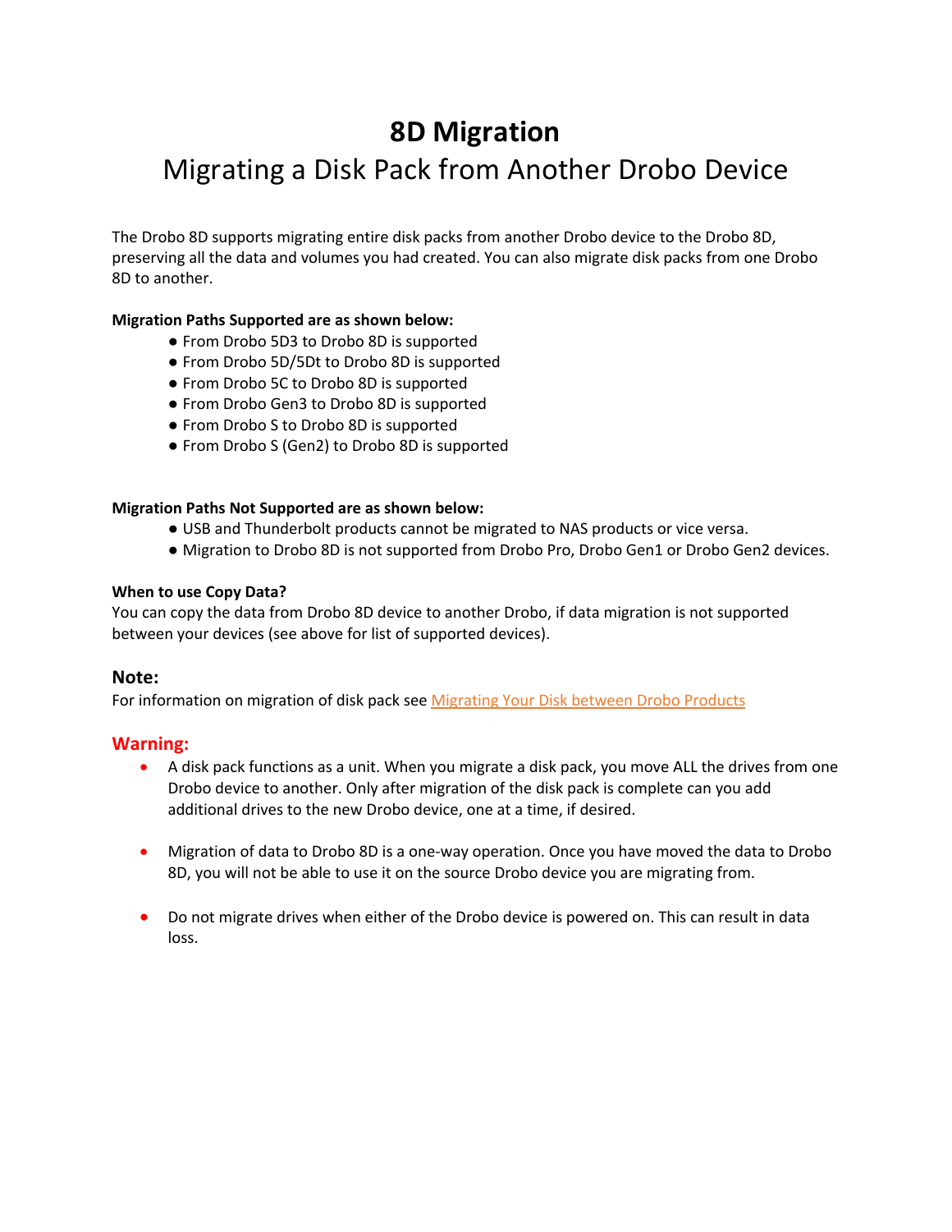# 8D Migration

## Migrating a Disk Pack from Another Drobo Device

The Drobo 8D supports migrating entire disk packs from another Drobo device to the Drobo 8D, preserving all the data and volumes you had created. You can also migrate disk packs from one Drobo 8D to another.

**Migration Paths Supported are as shown below:**

- From Drobo 5D3 to Drobo 8D is supported
- From Drobo 5D/5Dt to Drobo 8D is supported
- From Drobo 5C to Drobo 8D is supported
- From Drobo Gen3 to Drobo 8D is supported
- From Drobo S to Drobo 8D is supported
- From Drobo S (Gen2) to Drobo 8D is supported

**Migration Paths Not Supported are as shown below:**

- USB and Thunderbolt products cannot be migrated to NAS products or vice versa.
- Migration to Drobo 8D is not supported from Drobo Pro, Drobo Gen1 or Drobo Gen2 devices.

**When to use Copy Data?**

You can copy the data from Drobo 8D device to another Drobo, if data migration is not supported between your devices (see above for list of supported devices).

### Note:

For information on migration of disk pack see Migrating Your Disk between Drobo Products

### Warning:

- A disk pack functions as a unit. When you migrate a disk pack, you move ALL the drives from one Drobo device to another. Only after migration of the disk pack is complete can you add additional drives to the new Drobo device, one at a time, if desired.
- Migration of data to Drobo 8D is a one-way operation. Once you have moved the data to Drobo 8D, you will not be able to use it on the source Drobo device you are migrating from.
- Do not migrate drives when either of the Drobo device is powered on. This can result in data loss.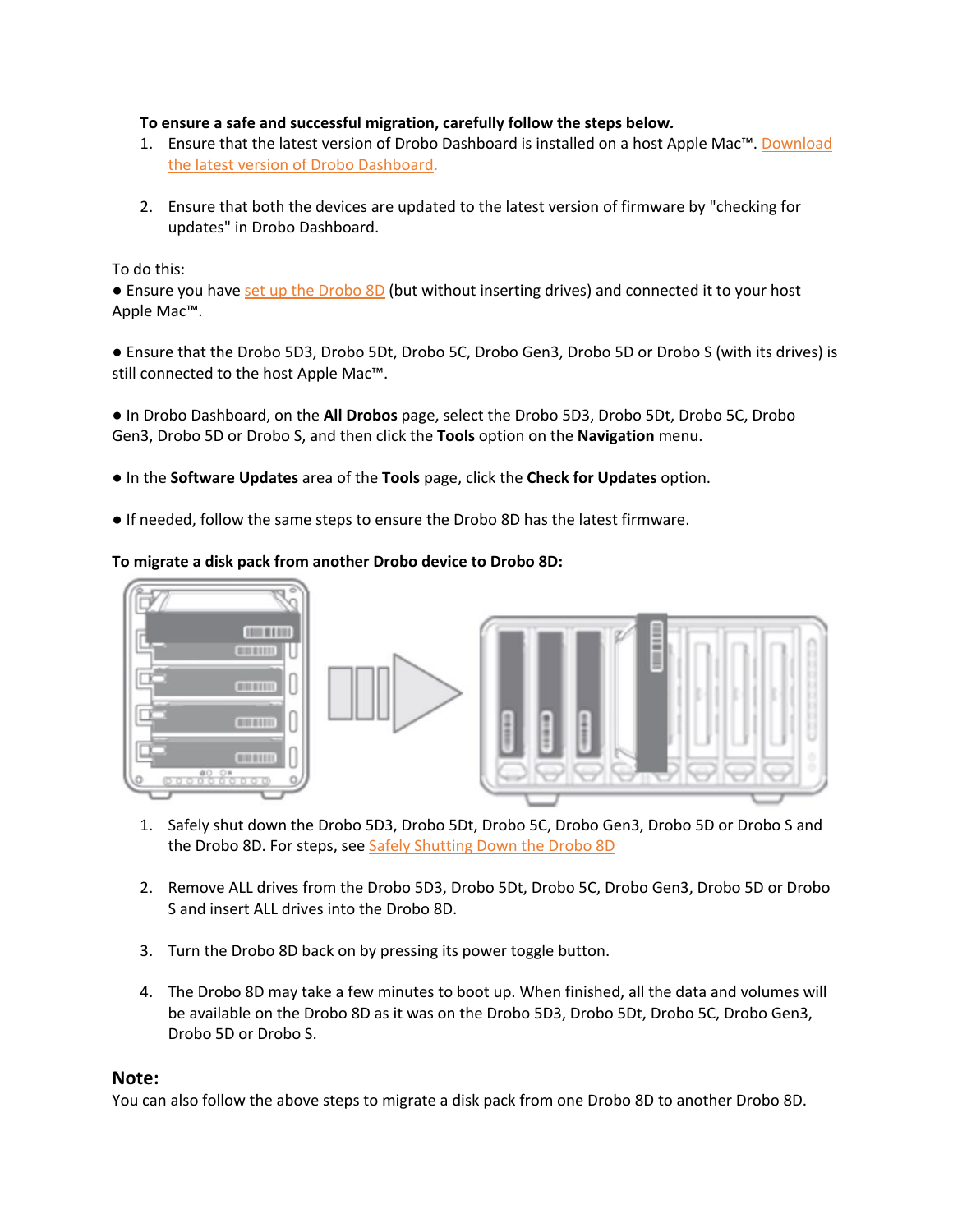**To ensure a safe and successful migration, carefully follow the steps below.**

1. Ensure that the latest version of Drobo Dashboard is installed on a host Apple Mac™. Download the latest version of Drobo Dashboard.

2. Ensure that both the devices are updated to the latest version of firmware by "checking for updates" in Drobo Dashboard.

To do this:

● Ensure you have set up the Drobo 8D (but without inserting drives) and connected it to your host Apple Mac™.

● Ensure that the Drobo 5D3, Drobo 5Dt, Drobo 5C, Drobo Gen3, Drobo 5D or Drobo S (with its drives) is still connected to the host Apple Mac™.

● In Drobo Dashboard, on the **All Drobos** page, select the Drobo 5D3, Drobo 5Dt, Drobo 5C, Drobo Gen3, Drobo 5D or Drobo S, and then click the **Tools** option on the **Navigation** menu.

● In the **Software Updates** area of the **Tools** page, click the **Check for Updates** option.

● If needed, follow the same steps to ensure the Drobo 8D has the latest firmware.

**To migrate a disk pack from another Drobo device to Drobo 8D:**

1. Safely shut down the Drobo 5D3, Drobo 5Dt, Drobo 5C, Drobo Gen3, Drobo 5D or Drobo S and the Drobo 8D. For steps, see Safely Shutting Down the Drobo 8D

2. Remove ALL drives from the Drobo 5D3, Drobo 5Dt, Drobo 5C, Drobo Gen3, Drobo 5D or Drobo S and insert ALL drives into the Drobo 8D.

3. Turn the Drobo 8D back on by pressing its power toggle button.

4. The Drobo 8D may take a few minutes to boot up. When finished, all the data and volumes will be available on the Drobo 8D as it was on the Drobo 5D3, Drobo 5Dt, Drobo 5C, Drobo Gen3, Drobo 5D or Drobo S.

## Note:

You can also follow the above steps to migrate a disk pack from one Drobo 8D to another Drobo 8D.